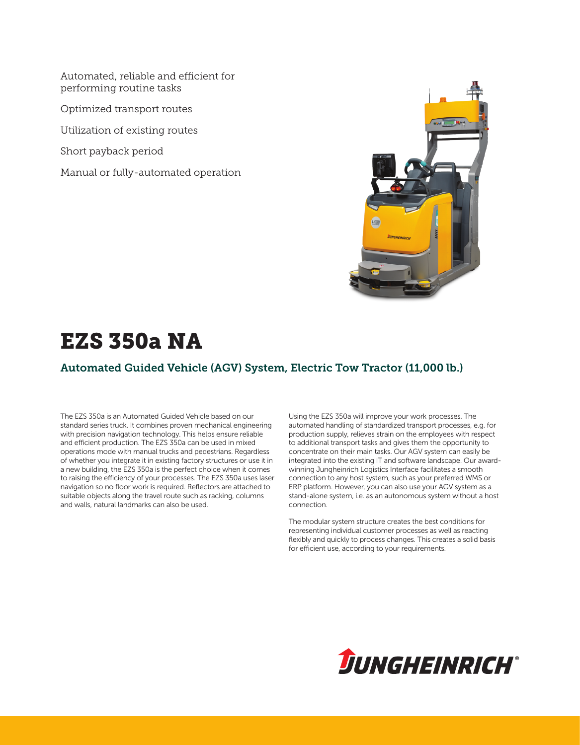Automated, reliable and efficient for performing routine tasks

Optimized transport routes

Utilization of existing routes

Short payback period

Manual or fully-automated operation

# EZS 350a NA

## Automated Guided Vehicle (AGV) System, Electric Tow Tractor (11,000 lb.)

The EZS 350a is an Automated Guided Vehicle based on our standard series truck. It combines proven mechanical engineering with precision navigation technology. This helps ensure reliable and efficient production. The EZS 350a can be used in mixed operations mode with manual trucks and pedestrians. Regardless of whether you integrate it in existing factory structures or use it in a new building, the EZS 350a is the perfect choice when it comes to raising the efficiency of your processes. The EZS 350a uses laser navigation so no floor work is required. Reflectors are attached to suitable objects along the travel route such as racking, columns and walls, natural landmarks can also be used.

Using the EZS 350a will improve your work processes. The automated handling of standardized transport processes, e.g. for production supply, relieves strain on the employees with respect to additional transport tasks and gives them the opportunity to concentrate on their main tasks. Our AGV system can easily be integrated into the existing IT and software landscape. Our award-winning Jungheinrich Logistics Interface facilitates a smooth connection to any host system, such as your preferred WMS or ERP platform. However, you can also use your AGV system as a stand-alone system, i.e. as an autonomous system without a host connection.

The modular system structure creates the best conditions for representing individual customer processes as well as reacting flexibly and quickly to process changes. This creates a solid basis for efficient use, according to your requirements.

JUNGHEINRICH®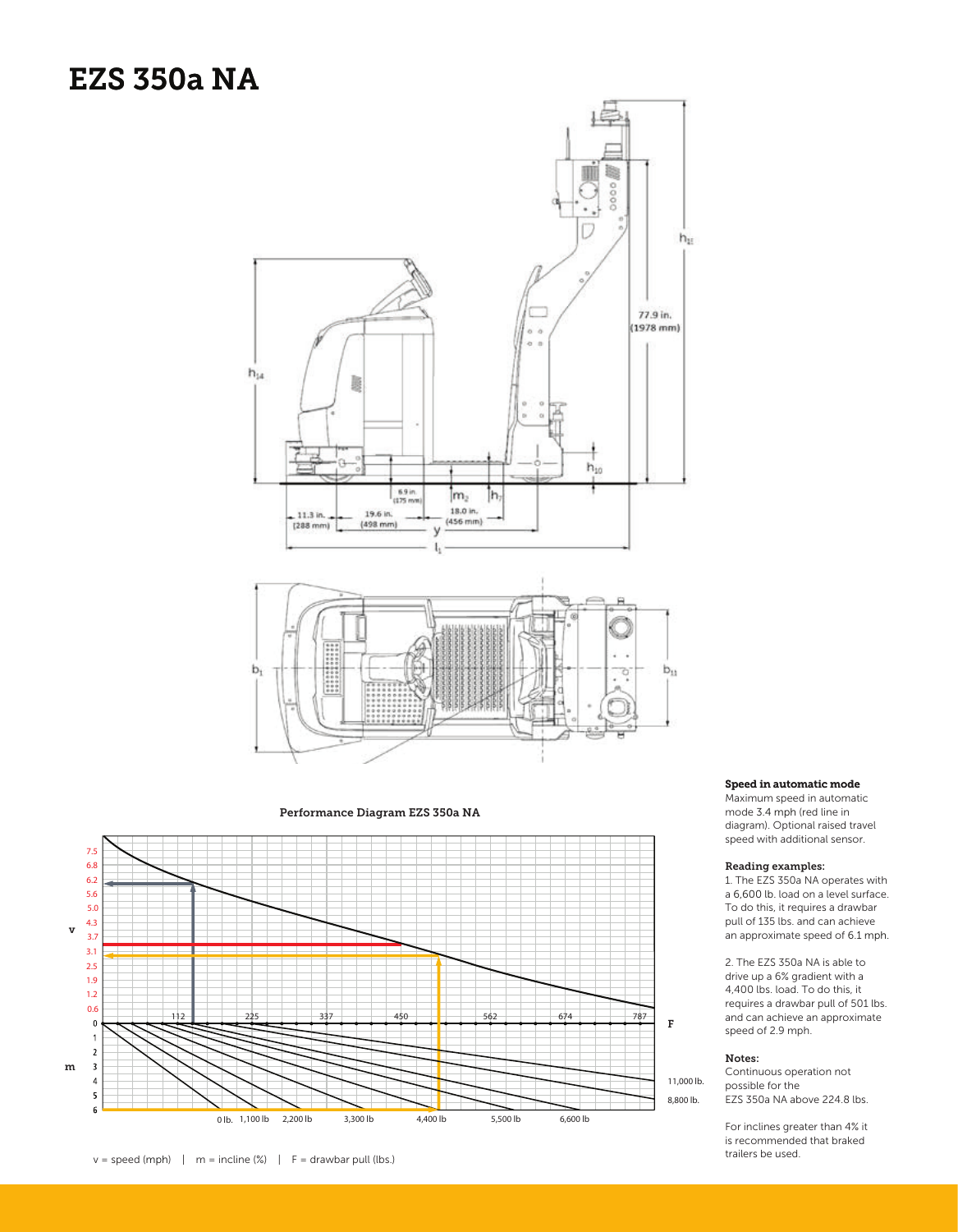# EZS 350a NA

Performance Diagram EZS 350a NA

v = speed (mph) | m = incline (%) | F = drawbar pull (lbs.)

### Speed in automatic mode

Maximum speed in automatic mode 3.4 mph (red line in diagram). Optional raised travel speed with additional sensor.

### Reading examples:

1. The EZS 350a NA operates with a 6,600 lb. load on a level surface. To do this, it requires a drawbar pull of 135 lbs. and can achieve an approximate speed of 6.1 mph.

2. The EZS 350a NA is able to drive up a 6% gradient with a 4,400 lbs. load. To do this, it requires a drawbar pull of 501 lbs. and can achieve an approximate speed of 2.9 mph.

### Notes:

Continuous operation not possible for the EZS 350a NA above 224.8 lbs.

For inclines greater than 4% it is recommended that braked trailers be used.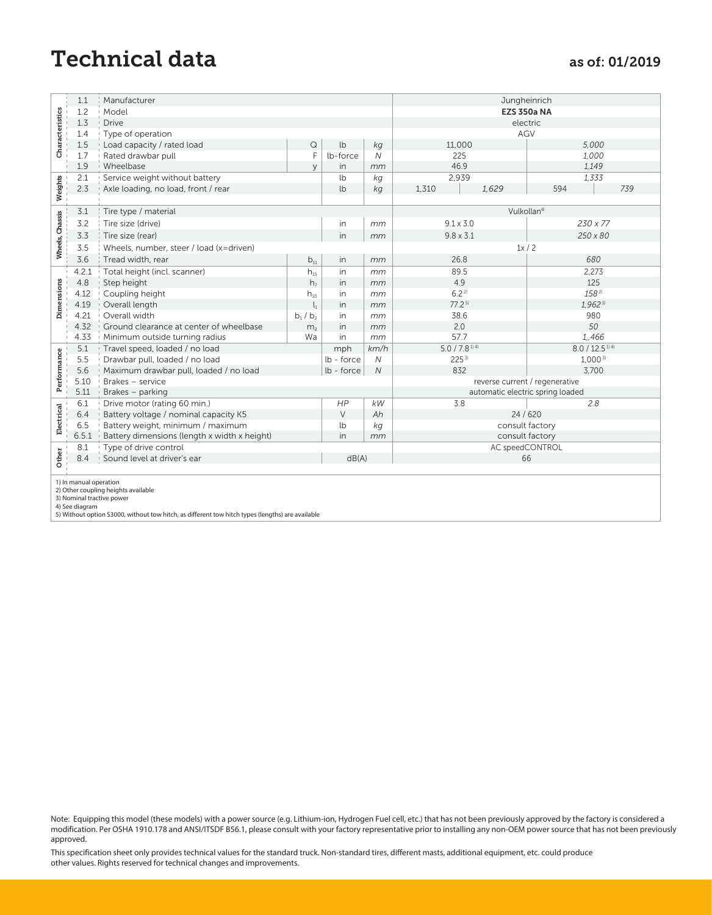# Technical data

as of: 01/2019

| | | | | | | | |
|---|---|---|---|---|---|---|---|
| Characteristics | 1.1 | Manufacturer | | | | Jungheinrich | |
| | 1.2 | Model | | | | **EZS 350a NA** | |
| | 1.3 | Drive | | | | electric | |
| | 1.4 | Type of operation | | | | AGV | |
| | 1.5 | Load capacity / rated load | Q | lb | *kg* | 11,000 | *5,000* |
| | 1.7 | Rated drawbar pull | F | lb-force | *N* | 225 | *1,000* |
| | 1.9 | Wheelbase | y | in | *mm* | 46.9 | *1,149* |
| Weights | 2.1 | Service weight without battery | | lb | *kg* | 2,939 | *1,333* |
| | 2.3 | Axle loading, no load, front / rear | | lb | *kg* | 1,310 / *1,629* | 594 / *739* |
| Wheels, Chassis | 3.1 | Tire type / material | | | | Vulkollan® | |
| | 3.2 | Tire size (drive) | | in | *mm* | 9.1 x 3.0 | *230 x 77* |
| | 3.3 | Tire size (rear) | | in | *mm* | 9.8 x 3.1 | *250 x 80* |
| | 3.5 | Wheels, number, steer / load (x=driven) | | | | 1x / 2 | |
| | 3.6 | Tread width, rear | $b_{11}$ | in | *mm* | 26.8 | *680* |
| Dimensions | 4.2.1 | Total height (incl. scanner) | $h_{15}$ | in | *mm* | 89.5 | 2,273 |
| | 4.8 | Step height | $h_7$ | in | *mm* | 4.9 | 125 |
| | 4.12 | Coupling height | $h_{10}$ | in | *mm* | 6.2 [2)] | *158* [2)] |
| | 4.19 | Overall length | $l_1$ | in | *mm* | *77.2* [5)] | *1,962* [5)] |
| | 4.21 | Overall width | $b_1$ / $b_2$ | in | *mm* | 38.6 | 980 |
| | 4.32 | Ground clearance at center of wheelbase | $m_2$ | in | *mm* | 2.0 | *50* |
| | 4.33 | Minimum outside turning radius | Wa | in | *mm* | 57.7 | *1,,466* |
| Performance | 5.1 | Travel speed, loaded / no load | | mph | *km/h* | 5.0 / 7.8 [1) 4)] | 8.0 / 12.5 [1) 4)] |
| | 5.5 | Drawbar pull, loaded / no load | | lb - force | *N* | 225 [3)] | 1,000 [3)] |
| | 5.6 | Maximum drawbar pull, loaded / no load | | lb - force | *N* | 832 | 3,700 |
| | 5.10 | Brakes – service | | | | reverse current / regenerative | |
| | 5.11 | Brakes – parking | | | | automatic electric spring loaded | |
| Electrical | 6.1 | Drive motor (rating 60 min.) | | *HP* | *kW* | 3.8 | *2.8* |
| | 6.4 | Battery voltage / nominal capacity K5 | | V | *Ah* | 24 / 620 | |
| | 6.5 | Battery weight, minimum / maximum | | lb | *kg* | consult factory | |
| | 6.5.1 | Battery dimensions (length x width x height) | | in | *mm* | consult factory | |
| Other | 8.1 | Type of drive control | | | | AC speedCONTROL | |
| | 8.4 | Sound level at driver's ear | | dB(A) | | 66 | |

1) In manual operation
2) Other coupling heights available
3) Nominal tractive power
4) See diagram
5) Without option S3000, without tow hitch, as different tow hitch types (lengths) are available

Note: Equipping this model (these models) with a power source (e.g. Lithium-ion, Hydrogen Fuel cell, etc.) that has not been previously approved by the factory is considered a modification. Per OSHA 1910.178 and ANSI/ITSDF B56.1, please consult with your factory representative prior to installing any non-OEM power source that has not been previously approved.

This specification sheet only provides technical values for the standard truck. Non-standard tires, different masts, additional equipment, etc. could produce other values. Rights reserved for technical changes and improvements.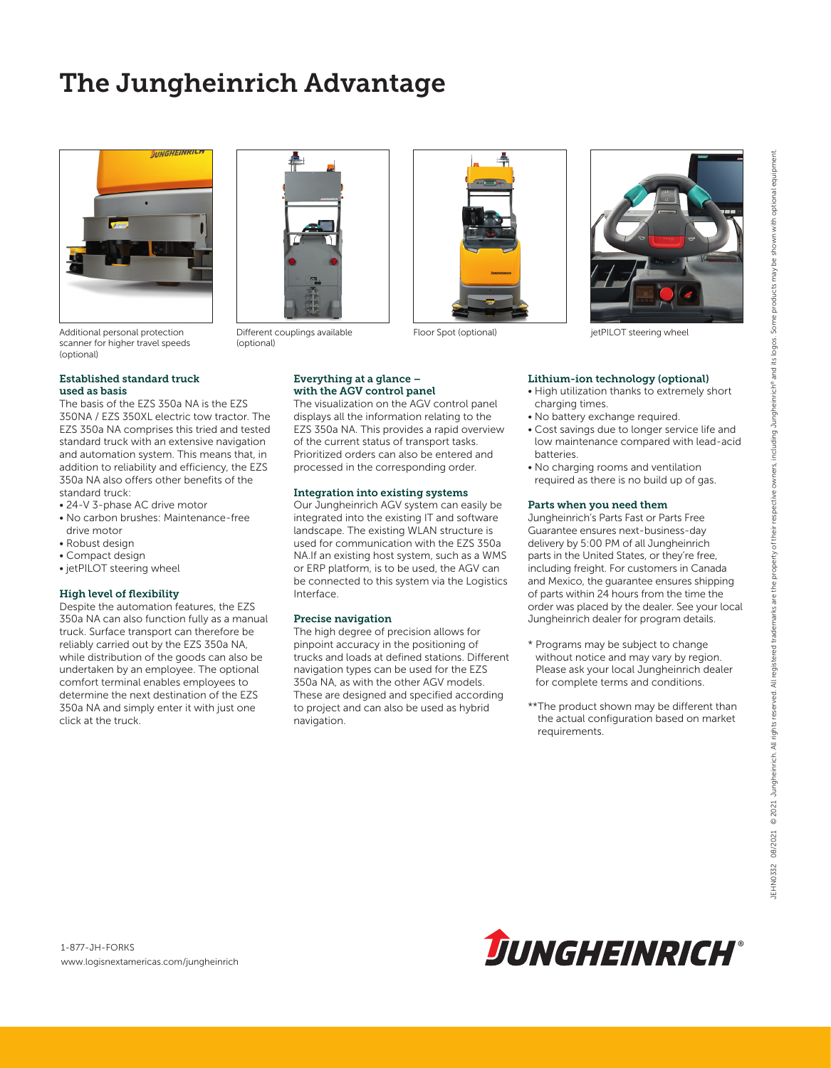# The Jungheinrich Advantage

Additional personal protection scanner for higher travel speeds (optional)

Different couplings available (optional)

Floor Spot (optional)

jetPILOT steering wheel

### Established standard truck used as basis

The basis of the EZS 350a NA is the EZS 350NA / EZS 350XL electric tow tractor. The EZS 350a NA comprises this tried and tested standard truck with an extensive navigation and automation system. This means that, in addition to reliability and efficiency, the EZS 350a NA also offers other benefits of the standard truck:

- 24-V 3-phase AC drive motor
- No carbon brushes: Maintenance-free drive motor
- Robust design
- Compact design
- jetPILOT steering wheel

### High level of flexibility

Despite the automation features, the EZS 350a NA can also function fully as a manual truck. Surface transport can therefore be reliably carried out by the EZS 350a NA, while distribution of the goods can also be undertaken by an employee. The optional comfort terminal enables employees to determine the next destination of the EZS 350a NA and simply enter it with just one click at the truck.

### Everything at a glance – with the AGV control panel

The visualization on the AGV control panel displays all the information relating to the EZS 350a NA. This provides a rapid overview of the current status of transport tasks. Prioritized orders can also be entered and processed in the corresponding order.

### Integration into existing systems

Our Jungheinrich AGV system can easily be integrated into the existing IT and software landscape. The existing WLAN structure is used for communication with the EZS 350a NA.If an existing host system, such as a WMS or ERP platform, is to be used, the AGV can be connected to this system via the Logistics Interface.

### Precise navigation

The high degree of precision allows for pinpoint accuracy in the positioning of trucks and loads at defined stations. Different navigation types can be used for the EZS 350a NA, as with the other AGV models. These are designed and specified according to project and can also be used as hybrid navigation.

### Lithium-ion technology (optional)

- High utilization thanks to extremely short charging times.
- No battery exchange required.
- Cost savings due to longer service life and low maintenance compared with lead-acid batteries.
- No charging rooms and ventilation required as there is no build up of gas.

### Parts when you need them

Jungheinrich's Parts Fast or Parts Free Guarantee ensures next-business-day delivery by 5:00 PM of all Jungheinrich parts in the United States, or they're free, including freight. For customers in Canada and Mexico, the guarantee ensures shipping of parts within 24 hours from the time the order was placed by the dealer. See your local Jungheinrich dealer for program details.

\* Programs may be subject to change without notice and may vary by region. Please ask your local Jungheinrich dealer for complete terms and conditions.

\*\*The product shown may be different than the actual configuration based on market requirements.

JEHN0332 08/2021 © 2021 Jungheinrich. All rights reserved. All registered trademarks are the property of their respective owners, including Jungheinrich® and its logos. Some products may be shown with optional equipment.

1-877-JH-FORKS
www.logisnextamericas.com/jungheinrich

JUNGHEINRICH®